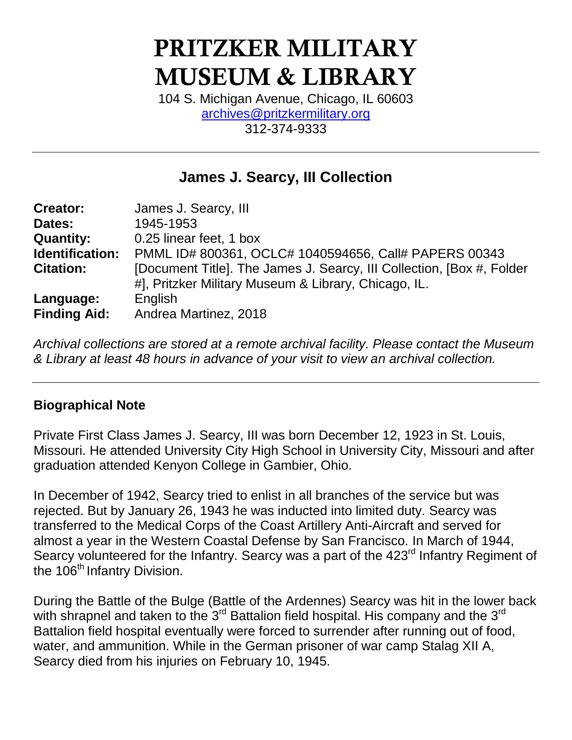# PRITZKER MILITARY MUSEUM & LIBRARY

104 S. Michigan Avenue, Chicago, IL 60603
archives@pritzkermilitary.org
312-374-9333

---

## James J. Searcy, III Collection

| | |
|---|---|
| **Creator:** | James J. Searcy, III |
| **Dates:** | 1945-1953 |
| **Quantity:** | 0.25 linear feet, 1 box |
| **Identification:** | PMML ID# 800361, OCLC# 1040594656, Call# PAPERS 00343 |
| **Citation:** | [Document Title]. The James J. Searcy, III Collection, [Box #, Folder #], Pritzker Military Museum & Library, Chicago, IL. |
| **Language:** | English |
| **Finding Aid:** | Andrea Martinez, 2018 |

*Archival collections are stored at a remote archival facility. Please contact the Museum & Library at least 48 hours in advance of your visit to view an archival collection.*

---

### Biographical Note

Private First Class James J. Searcy, III was born December 12, 1923 in St. Louis, Missouri. He attended University City High School in University City, Missouri and after graduation attended Kenyon College in Gambier, Ohio.

In December of 1942, Searcy tried to enlist in all branches of the service but was rejected. But by January 26, 1943 he was inducted into limited duty. Searcy was transferred to the Medical Corps of the Coast Artillery Anti-Aircraft and served for almost a year in the Western Coastal Defense by San Francisco. In March of 1944, Searcy volunteered for the Infantry. Searcy was a part of the 423rd Infantry Regiment of the 106th Infantry Division.

During the Battle of the Bulge (Battle of the Ardennes) Searcy was hit in the lower back with shrapnel and taken to the 3rd Battalion field hospital. His company and the 3rd Battalion field hospital eventually were forced to surrender after running out of food, water, and ammunition. While in the German prisoner of war camp Stalag XII A, Searcy died from his injuries on February 10, 1945.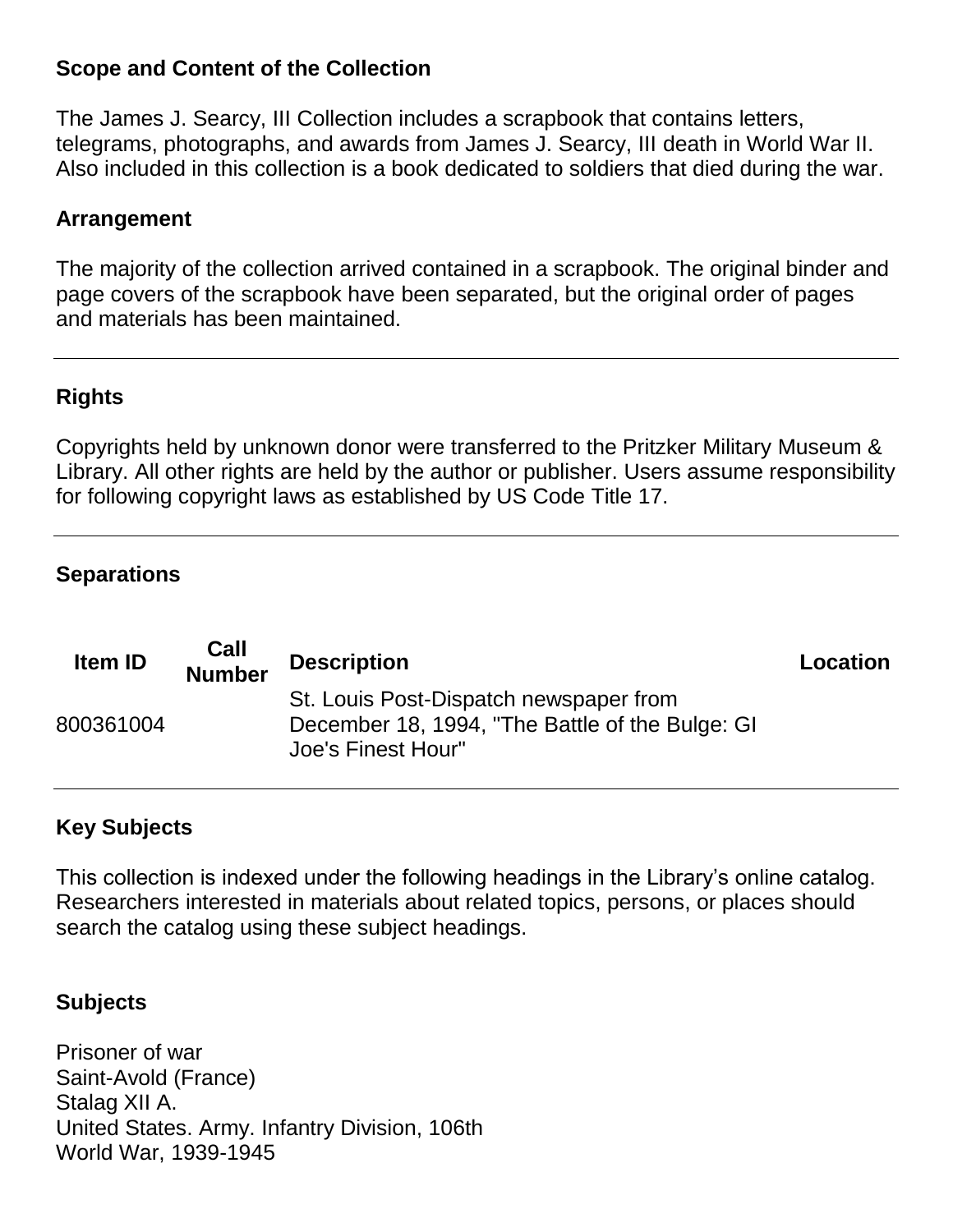## Scope and Content of the Collection

The James J. Searcy, III Collection includes a scrapbook that contains letters, telegrams, photographs, and awards from James J. Searcy, III death in World War II. Also included in this collection is a book dedicated to soldiers that died during the war.

## Arrangement

The majority of the collection arrived contained in a scrapbook. The original binder and page covers of the scrapbook have been separated, but the original order of pages and materials has been maintained.

---

## Rights

Copyrights held by unknown donor were transferred to the Pritzker Military Museum & Library. All other rights are held by the author or publisher. Users assume responsibility for following copyright laws as established by US Code Title 17.

---

## Separations

| Item ID | Call Number | Description | Location |
|---|---|---|---|
| 800361004 | | St. Louis Post-Dispatch newspaper from December 18, 1994, "The Battle of the Bulge: GI Joe's Finest Hour" | |

---

## Key Subjects

This collection is indexed under the following headings in the Library's online catalog. Researchers interested in materials about related topics, persons, or places should search the catalog using these subject headings.

## Subjects

Prisoner of war
Saint-Avold (France)
Stalag XII A.
United States. Army. Infantry Division, 106th
World War, 1939-1945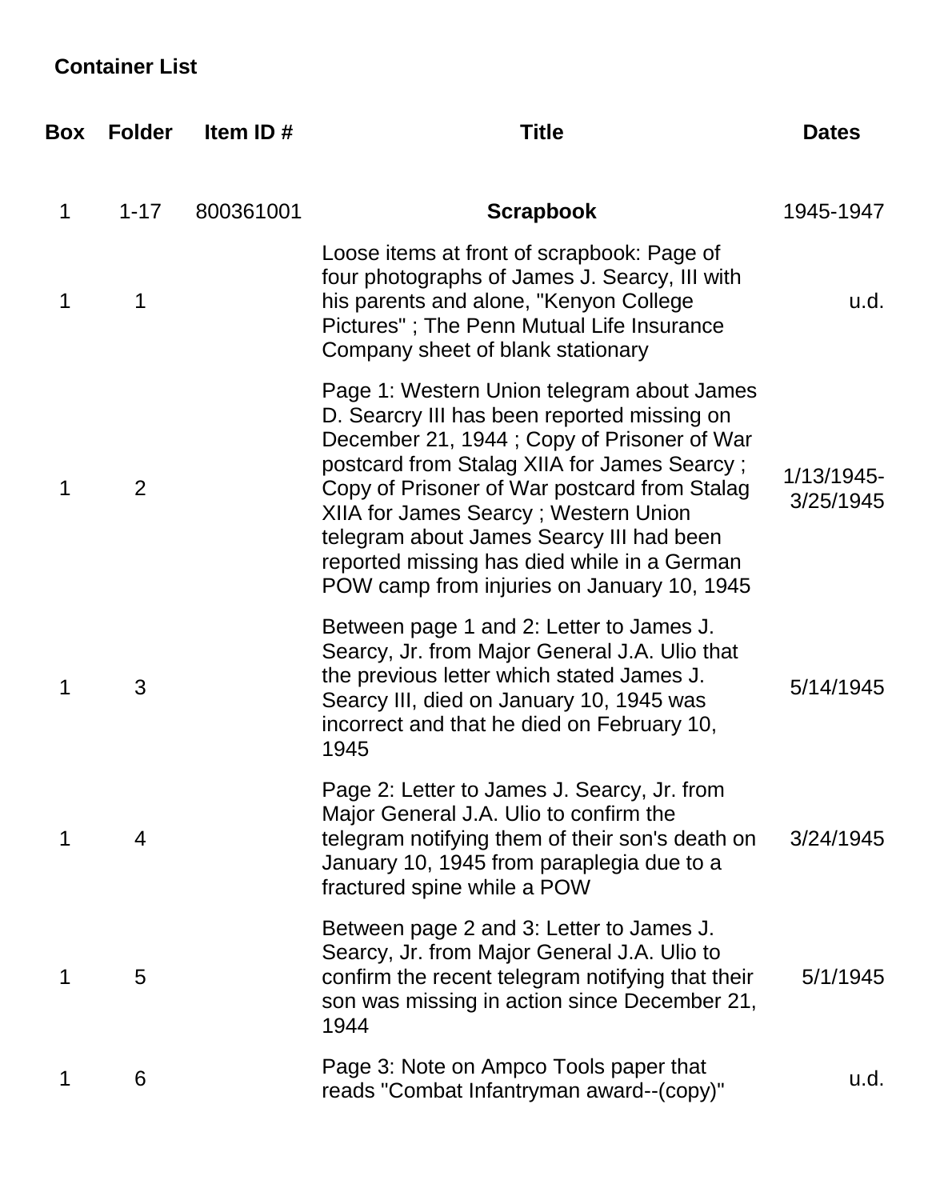**Container List**

| Box | Folder | Item ID # | Title | Dates |
|---|---|---|---|---|
| 1 | 1-17 | 800361001 | **Scrapbook** | 1945-1947 |
| 1 | 1 | | Loose items at front of scrapbook: Page of four photographs of James J. Searcy, III with his parents and alone, "Kenyon College Pictures" ; The Penn Mutual Life Insurance Company sheet of blank stationary | u.d. |
| 1 | 2 | | Page 1: Western Union telegram about James D. Searcry III has been reported missing on December 21, 1944 ; Copy of Prisoner of War postcard from Stalag XIIA for James Searcy ; Copy of Prisoner of War postcard from Stalag XIIA for James Searcy ; Western Union telegram about James Searcy III had been reported missing has died while in a German POW camp from injuries on January 10, 1945 | 1/13/1945-3/25/1945 |
| 1 | 3 | | Between page 1 and 2: Letter to James J. Searcy, Jr. from Major General J.A. Ulio that the previous letter which stated James J. Searcy III, died on January 10, 1945 was incorrect and that he died on February 10, 1945 | 5/14/1945 |
| 1 | 4 | | Page 2: Letter to James J. Searcy, Jr. from Major General J.A. Ulio to confirm the telegram notifying them of their son's death on January 10, 1945 from paraplegia due to a fractured spine while a POW | 3/24/1945 |
| 1 | 5 | | Between page 2 and 3: Letter to James J. Searcy, Jr. from Major General J.A. Ulio to confirm the recent telegram notifying that their son was missing in action since December 21, 1944 | 5/1/1945 |
| 1 | 6 | | Page 3: Note on Ampco Tools paper that reads "Combat Infantryman award--(copy)" | u.d. |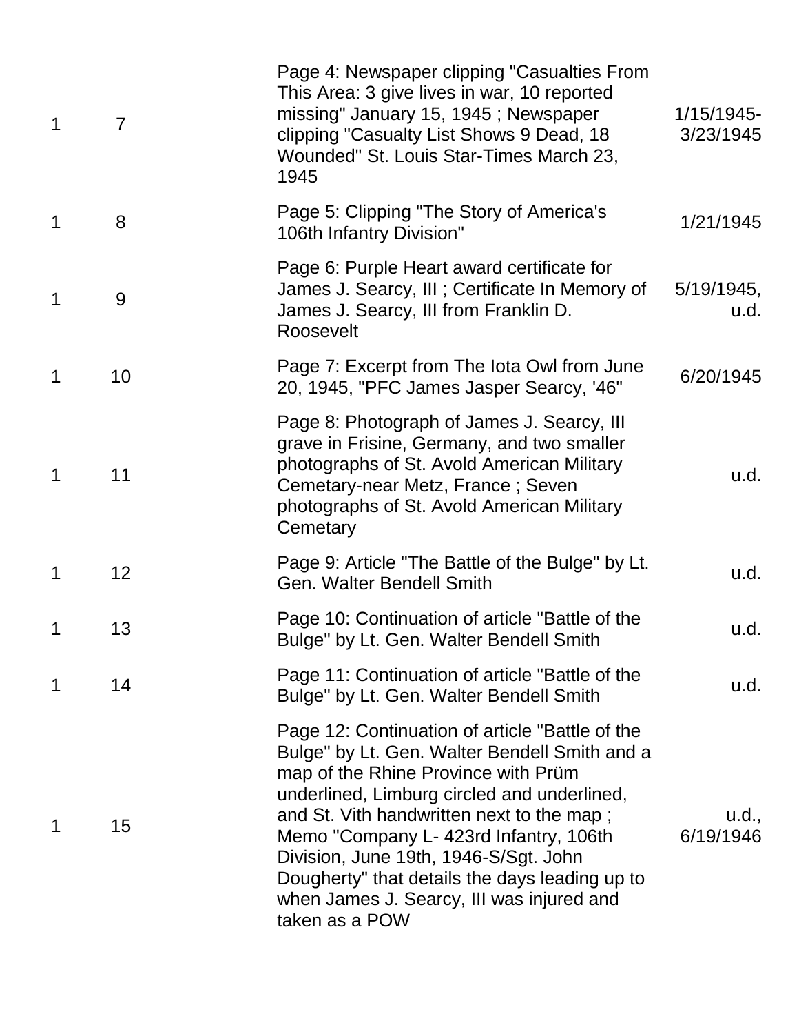| | | | |
|---|---|---|---|
| 1 | 7 | Page 4: Newspaper clipping "Casualties From This Area: 3 give lives in war, 10 reported missing" January 15, 1945 ; Newspaper clipping "Casualty List Shows 9 Dead, 18 Wounded" St. Louis Star-Times March 23, 1945 | 1/15/1945-3/23/1945 |
| 1 | 8 | Page 5: Clipping "The Story of America's 106th Infantry Division" | 1/21/1945 |
| 1 | 9 | Page 6: Purple Heart award certificate for James J. Searcy, III ; Certificate In Memory of James J. Searcy, III from Franklin D. Roosevelt | 5/19/1945, u.d. |
| 1 | 10 | Page 7: Excerpt from The Iota Owl from June 20, 1945, "PFC James Jasper Searcy, '46" | 6/20/1945 |
| 1 | 11 | Page 8: Photograph of James J. Searcy, III grave in Frisine, Germany, and two smaller photographs of St. Avold American Military Cemetary-near Metz, France ; Seven photographs of St. Avold American Military Cemetary | u.d. |
| 1 | 12 | Page 9: Article "The Battle of the Bulge" by Lt. Gen. Walter Bendell Smith | u.d. |
| 1 | 13 | Page 10: Continuation of article "Battle of the Bulge" by Lt. Gen. Walter Bendell Smith | u.d. |
| 1 | 14 | Page 11: Continuation of article "Battle of the Bulge" by Lt. Gen. Walter Bendell Smith | u.d. |
| 1 | 15 | Page 12: Continuation of article "Battle of the Bulge" by Lt. Gen. Walter Bendell Smith and a map of the Rhine Province with Prüm underlined, Limburg circled and underlined, and St. Vith handwritten next to the map ; Memo "Company L- 423rd Infantry, 106th Division, June 19th, 1946-S/Sgt. John Dougherty" that details the days leading up to when James J. Searcy, III was injured and taken as a POW | u.d., 6/19/1946 |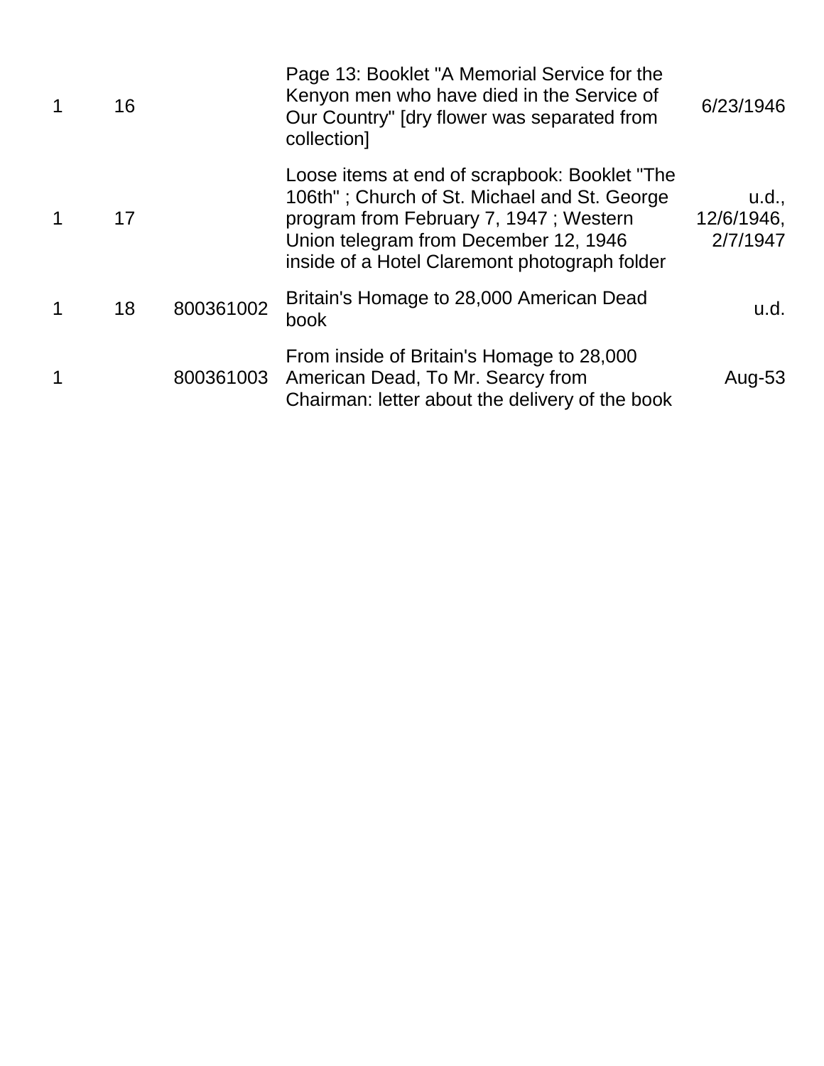| | | | | |
|---|---|---|---|---|
| 1 | 16 | | Page 13: Booklet "A Memorial Service for the Kenyon men who have died in the Service of Our Country" [dry flower was separated from collection] | 6/23/1946 |
| 1 | 17 | | Loose items at end of scrapbook: Booklet "The 106th" ; Church of St. Michael and St. George program from February 7, 1947 ; Western Union telegram from December 12, 1946 inside of a Hotel Claremont photograph folder | u.d., 12/6/1946, 2/7/1947 |
| 1 | 18 | 800361002 | Britain's Homage to 28,000 American Dead book | u.d. |
| 1 | | 800361003 | From inside of Britain's Homage to 28,000 American Dead, To Mr. Searcy from Chairman: letter about the delivery of the book | Aug-53 |